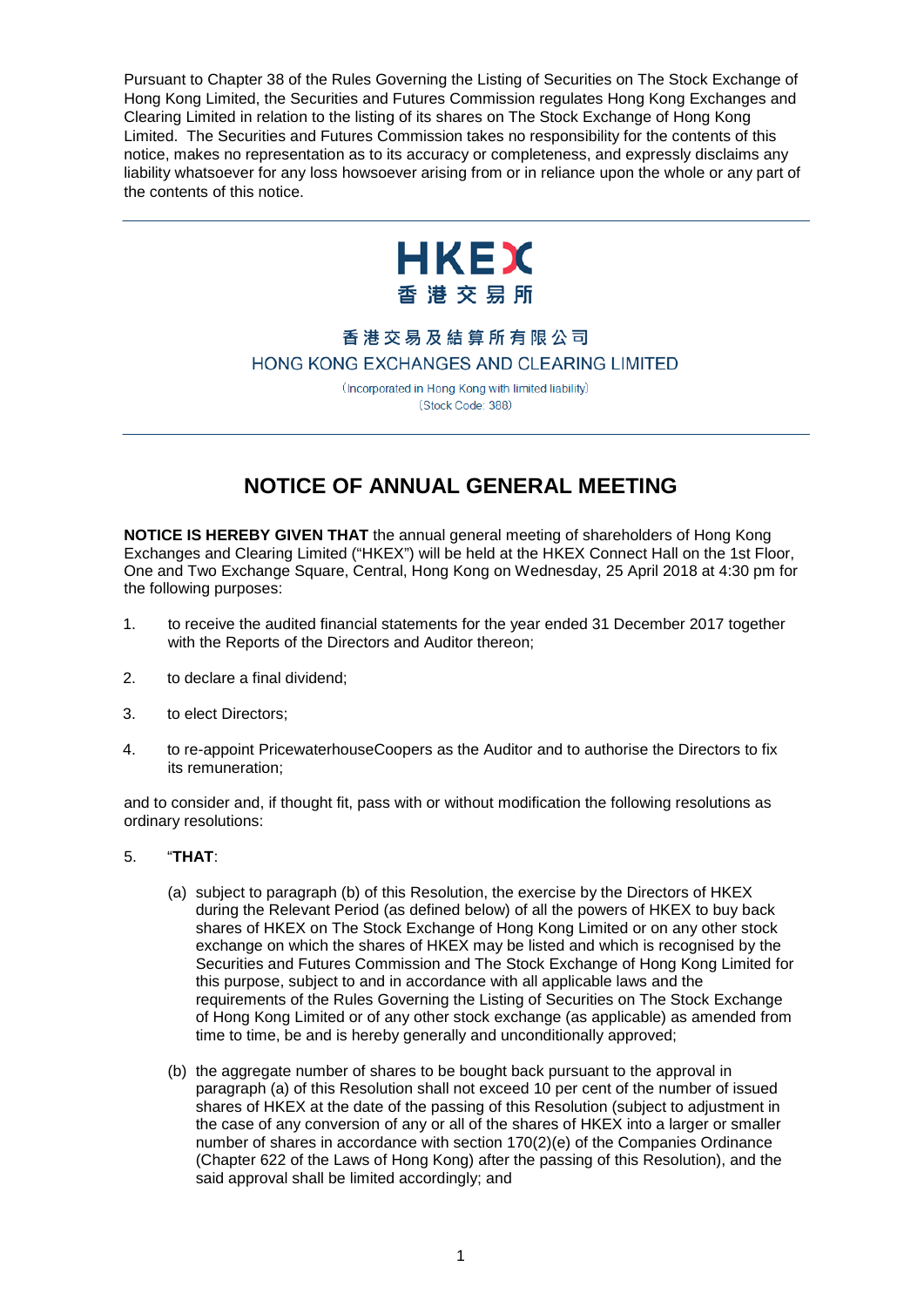Pursuant to Chapter 38 of the Rules Governing the Listing of Securities on The Stock Exchange of Hong Kong Limited, the Securities and Futures Commission regulates Hong Kong Exchanges and Clearing Limited in relation to the listing of its shares on The Stock Exchange of Hong Kong Limited. The Securities and Futures Commission takes no responsibility for the contents of this notice, makes no representation as to its accuracy or completeness, and expressly disclaims any liability whatsoever for any loss howsoever arising from or in reliance upon the whole or any part of the contents of this notice.

---

HKEX
香港交易所

香港交易及結算所有限公司
HONG KONG EXCHANGES AND CLEARING LIMITED

(Incorporated in Hong Kong with limited liability)
(Stock Code: 388)

---

# NOTICE OF ANNUAL GENERAL MEETING

**NOTICE IS HEREBY GIVEN THAT** the annual general meeting of shareholders of Hong Kong Exchanges and Clearing Limited ("HKEX") will be held at the HKEX Connect Hall on the 1st Floor, One and Two Exchange Square, Central, Hong Kong on Wednesday, 25 April 2018 at 4:30 pm for the following purposes:

1. to receive the audited financial statements for the year ended 31 December 2017 together with the Reports of the Directors and Auditor thereon;

2. to declare a final dividend;

3. to elect Directors;

4. to re-appoint PricewaterhouseCoopers as the Auditor and to authorise the Directors to fix its remuneration;

and to consider and, if thought fit, pass with or without modification the following resolutions as ordinary resolutions:

5. "**THAT**:

   (a) subject to paragraph (b) of this Resolution, the exercise by the Directors of HKEX during the Relevant Period (as defined below) of all the powers of HKEX to buy back shares of HKEX on The Stock Exchange of Hong Kong Limited or on any other stock exchange on which the shares of HKEX may be listed and which is recognised by the Securities and Futures Commission and The Stock Exchange of Hong Kong Limited for this purpose, subject to and in accordance with all applicable laws and the requirements of the Rules Governing the Listing of Securities on The Stock Exchange of Hong Kong Limited or of any other stock exchange (as applicable) as amended from time to time, be and is hereby generally and unconditionally approved;

   (b) the aggregate number of shares to be bought back pursuant to the approval in paragraph (a) of this Resolution shall not exceed 10 per cent of the number of issued shares of HKEX at the date of the passing of this Resolution (subject to adjustment in the case of any conversion of any or all of the shares of HKEX into a larger or smaller number of shares in accordance with section 170(2)(e) of the Companies Ordinance (Chapter 622 of the Laws of Hong Kong) after the passing of this Resolution), and the said approval shall be limited accordingly; and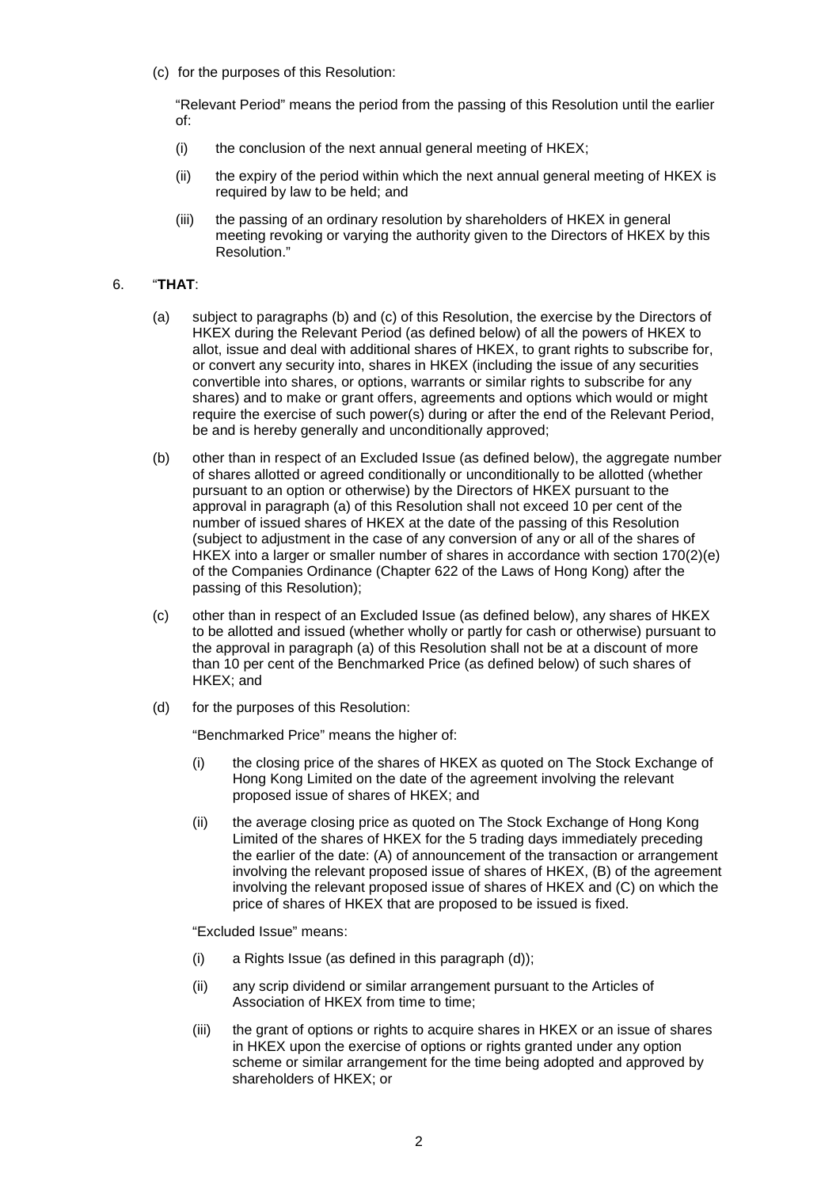(c) for the purposes of this Resolution:

"Relevant Period" means the period from the passing of this Resolution until the earlier of:

(i) the conclusion of the next annual general meeting of HKEX;

(ii) the expiry of the period within which the next annual general meeting of HKEX is required by law to be held; and

(iii) the passing of an ordinary resolution by shareholders of HKEX in general meeting revoking or varying the authority given to the Directors of HKEX by this Resolution."

6. "**THAT**:

(a) subject to paragraphs (b) and (c) of this Resolution, the exercise by the Directors of HKEX during the Relevant Period (as defined below) of all the powers of HKEX to allot, issue and deal with additional shares of HKEX, to grant rights to subscribe for, or convert any security into, shares in HKEX (including the issue of any securities convertible into shares, or options, warrants or similar rights to subscribe for any shares) and to make or grant offers, agreements and options which would or might require the exercise of such power(s) during or after the end of the Relevant Period, be and is hereby generally and unconditionally approved;

(b) other than in respect of an Excluded Issue (as defined below), the aggregate number of shares allotted or agreed conditionally or unconditionally to be allotted (whether pursuant to an option or otherwise) by the Directors of HKEX pursuant to the approval in paragraph (a) of this Resolution shall not exceed 10 per cent of the number of issued shares of HKEX at the date of the passing of this Resolution (subject to adjustment in the case of any conversion of any or all of the shares of HKEX into a larger or smaller number of shares in accordance with section 170(2)(e) of the Companies Ordinance (Chapter 622 of the Laws of Hong Kong) after the passing of this Resolution);

(c) other than in respect of an Excluded Issue (as defined below), any shares of HKEX to be allotted and issued (whether wholly or partly for cash or otherwise) pursuant to the approval in paragraph (a) of this Resolution shall not be at a discount of more than 10 per cent of the Benchmarked Price (as defined below) of such shares of HKEX; and

(d) for the purposes of this Resolution:

"Benchmarked Price" means the higher of:

(i) the closing price of the shares of HKEX as quoted on The Stock Exchange of Hong Kong Limited on the date of the agreement involving the relevant proposed issue of shares of HKEX; and

(ii) the average closing price as quoted on The Stock Exchange of Hong Kong Limited of the shares of HKEX for the 5 trading days immediately preceding the earlier of the date: (A) of announcement of the transaction or arrangement involving the relevant proposed issue of shares of HKEX, (B) of the agreement involving the relevant proposed issue of shares of HKEX and (C) on which the price of shares of HKEX that are proposed to be issued is fixed.

"Excluded Issue" means:

(i) a Rights Issue (as defined in this paragraph (d));

(ii) any scrip dividend or similar arrangement pursuant to the Articles of Association of HKEX from time to time;

(iii) the grant of options or rights to acquire shares in HKEX or an issue of shares in HKEX upon the exercise of options or rights granted under any option scheme or similar arrangement for the time being adopted and approved by shareholders of HKEX; or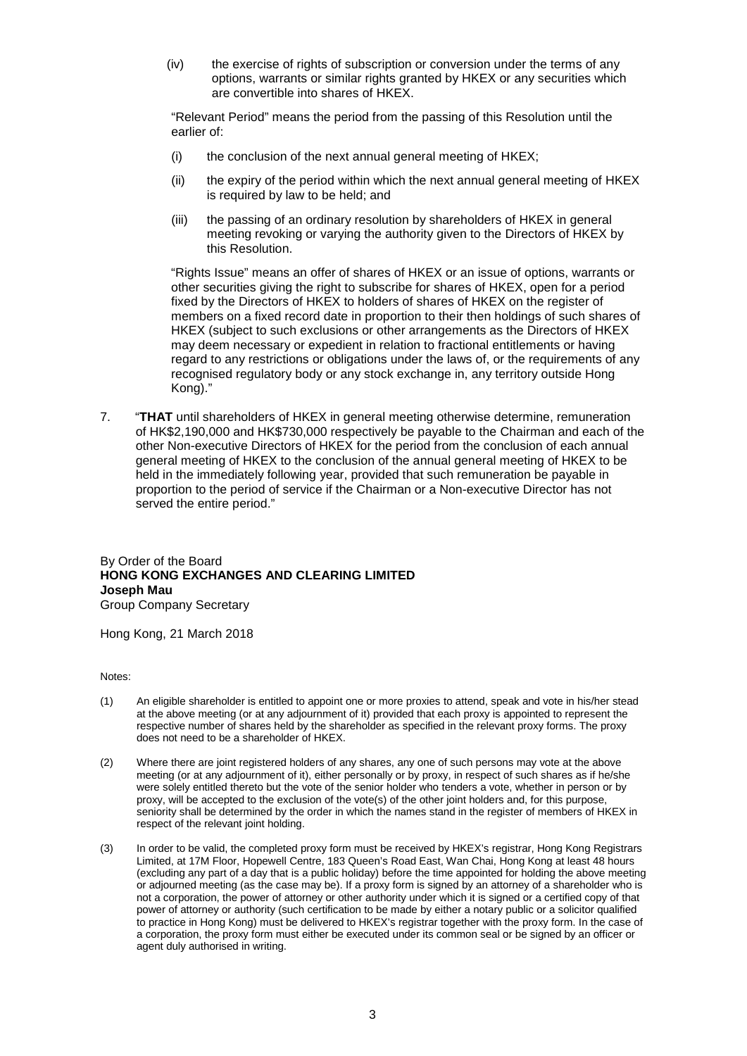(iv) the exercise of rights of subscription or conversion under the terms of any options, warrants or similar rights granted by HKEX or any securities which are convertible into shares of HKEX.

"Relevant Period" means the period from the passing of this Resolution until the earlier of:

(i) the conclusion of the next annual general meeting of HKEX;

(ii) the expiry of the period within which the next annual general meeting of HKEX is required by law to be held; and

(iii) the passing of an ordinary resolution by shareholders of HKEX in general meeting revoking or varying the authority given to the Directors of HKEX by this Resolution.

"Rights Issue" means an offer of shares of HKEX or an issue of options, warrants or other securities giving the right to subscribe for shares of HKEX, open for a period fixed by the Directors of HKEX to holders of shares of HKEX on the register of members on a fixed record date in proportion to their then holdings of such shares of HKEX (subject to such exclusions or other arrangements as the Directors of HKEX may deem necessary or expedient in relation to fractional entitlements or having regard to any restrictions or obligations under the laws of, or the requirements of any recognised regulatory body or any stock exchange in, any territory outside Hong Kong)."

7. "**THAT** until shareholders of HKEX in general meeting otherwise determine, remuneration of HK$2,190,000 and HK$730,000 respectively be payable to the Chairman and each of the other Non-executive Directors of HKEX for the period from the conclusion of each annual general meeting of HKEX to the conclusion of the annual general meeting of HKEX to be held in the immediately following year, provided that such remuneration be payable in proportion to the period of service if the Chairman or a Non-executive Director has not served the entire period."

By Order of the Board
**HONG KONG EXCHANGES AND CLEARING LIMITED**
**Joseph Mau**
Group Company Secretary

Hong Kong, 21 March 2018

Notes:

(1) An eligible shareholder is entitled to appoint one or more proxies to attend, speak and vote in his/her stead at the above meeting (or at any adjournment of it) provided that each proxy is appointed to represent the respective number of shares held by the shareholder as specified in the relevant proxy forms. The proxy does not need to be a shareholder of HKEX.

(2) Where there are joint registered holders of any shares, any one of such persons may vote at the above meeting (or at any adjournment of it), either personally or by proxy, in respect of such shares as if he/she were solely entitled thereto but the vote of the senior holder who tenders a vote, whether in person or by proxy, will be accepted to the exclusion of the vote(s) of the other joint holders and, for this purpose, seniority shall be determined by the order in which the names stand in the register of members of HKEX in respect of the relevant joint holding.

(3) In order to be valid, the completed proxy form must be received by HKEX's registrar, Hong Kong Registrars Limited, at 17M Floor, Hopewell Centre, 183 Queen's Road East, Wan Chai, Hong Kong at least 48 hours (excluding any part of a day that is a public holiday) before the time appointed for holding the above meeting or adjourned meeting (as the case may be). If a proxy form is signed by an attorney of a shareholder who is not a corporation, the power of attorney or other authority under which it is signed or a certified copy of that power of attorney or authority (such certification to be made by either a notary public or a solicitor qualified to practice in Hong Kong) must be delivered to HKEX's registrar together with the proxy form. In the case of a corporation, the proxy form must either be executed under its common seal or be signed by an officer or agent duly authorised in writing.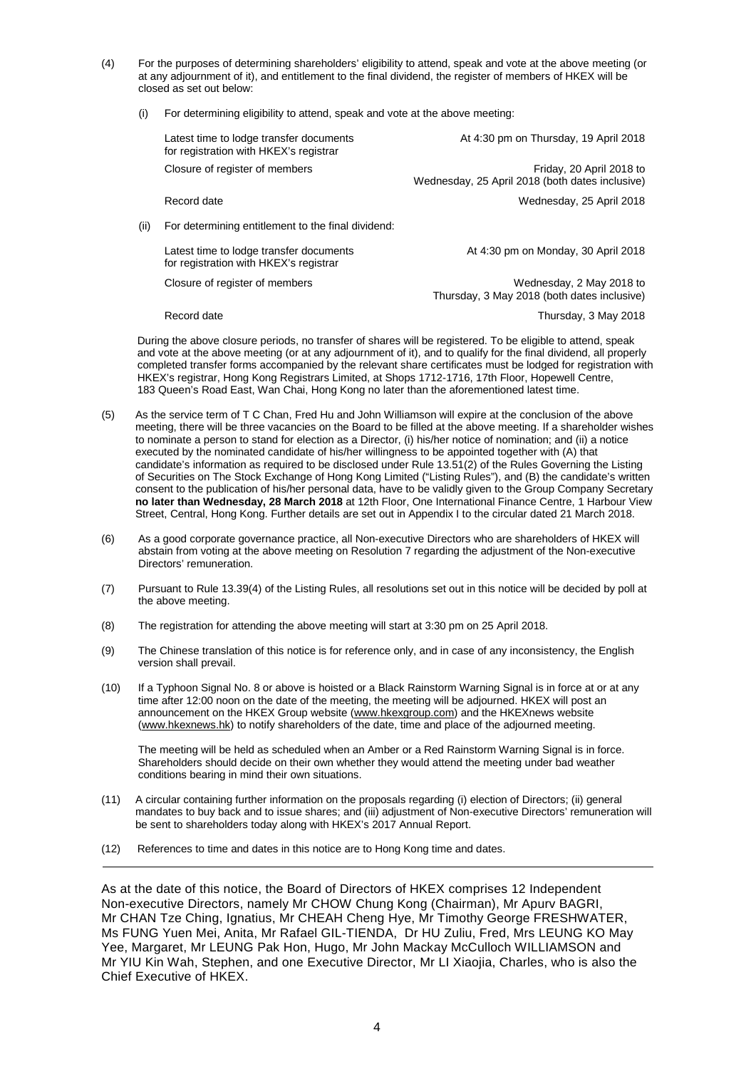(4) For the purposes of determining shareholders' eligibility to attend, speak and vote at the above meeting (or at any adjournment of it), and entitlement to the final dividend, the register of members of HKEX will be closed as set out below:

(i) For determining eligibility to attend, speak and vote at the above meeting:

| | |
|---|---|
| Latest time to lodge transfer documents for registration with HKEX's registrar | At 4:30 pm on Thursday, 19 April 2018 |
| Closure of register of members | Friday, 20 April 2018 to Wednesday, 25 April 2018 (both dates inclusive) |
| Record date | Wednesday, 25 April 2018 |

(ii) For determining entitlement to the final dividend:

| | |
|---|---|
| Latest time to lodge transfer documents for registration with HKEX's registrar | At 4:30 pm on Monday, 30 April 2018 |
| Closure of register of members | Wednesday, 2 May 2018 to Thursday, 3 May 2018 (both dates inclusive) |
| Record date | Thursday, 3 May 2018 |

During the above closure periods, no transfer of shares will be registered. To be eligible to attend, speak and vote at the above meeting (or at any adjournment of it), and to qualify for the final dividend, all properly completed transfer forms accompanied by the relevant share certificates must be lodged for registration with HKEX's registrar, Hong Kong Registrars Limited, at Shops 1712-1716, 17th Floor, Hopewell Centre, 183 Queen's Road East, Wan Chai, Hong Kong no later than the aforementioned latest time.

(5) As the service term of T C Chan, Fred Hu and John Williamson will expire at the conclusion of the above meeting, there will be three vacancies on the Board to be filled at the above meeting. If a shareholder wishes to nominate a person to stand for election as a Director, (i) his/her notice of nomination; and (ii) a notice executed by the nominated candidate of his/her willingness to be appointed together with (A) that candidate's information as required to be disclosed under Rule 13.51(2) of the Rules Governing the Listing of Securities on The Stock Exchange of Hong Kong Limited ("Listing Rules"), and (B) the candidate's written consent to the publication of his/her personal data, have to be validly given to the Group Company Secretary **no later than Wednesday, 28 March 2018** at 12th Floor, One International Finance Centre, 1 Harbour View Street, Central, Hong Kong. Further details are set out in Appendix I to the circular dated 21 March 2018.

(6) As a good corporate governance practice, all Non-executive Directors who are shareholders of HKEX will abstain from voting at the above meeting on Resolution 7 regarding the adjustment of the Non-executive Directors' remuneration.

(7) Pursuant to Rule 13.39(4) of the Listing Rules, all resolutions set out in this notice will be decided by poll at the above meeting.

(8) The registration for attending the above meeting will start at 3:30 pm on 25 April 2018.

(9) The Chinese translation of this notice is for reference only, and in case of any inconsistency, the English version shall prevail.

(10) If a Typhoon Signal No. 8 or above is hoisted or a Black Rainstorm Warning Signal is in force at or at any time after 12:00 noon on the date of the meeting, the meeting will be adjourned. HKEX will post an announcement on the HKEX Group website (www.hkexgroup.com) and the HKEXnews website (www.hkexnews.hk) to notify shareholders of the date, time and place of the adjourned meeting.

The meeting will be held as scheduled when an Amber or a Red Rainstorm Warning Signal is in force. Shareholders should decide on their own whether they would attend the meeting under bad weather conditions bearing in mind their own situations.

(11) A circular containing further information on the proposals regarding (i) election of Directors; (ii) general mandates to buy back and to issue shares; and (iii) adjustment of Non-executive Directors' remuneration will be sent to shareholders today along with HKEX's 2017 Annual Report.

(12) References to time and dates in this notice are to Hong Kong time and dates.

---

As at the date of this notice, the Board of Directors of HKEX comprises 12 Independent Non-executive Directors, namely Mr CHOW Chung Kong (Chairman), Mr Apurv BAGRI, Mr CHAN Tze Ching, Ignatius, Mr CHEAH Cheng Hye, Mr Timothy George FRESHWATER, Ms FUNG Yuen Mei, Anita, Mr Rafael GIL-TIENDA, Dr HU Zuliu, Fred, Mrs LEUNG KO May Yee, Margaret, Mr LEUNG Pak Hon, Hugo, Mr John Mackay McCulloch WILLIAMSON and Mr YIU Kin Wah, Stephen, and one Executive Director, Mr LI Xiaojia, Charles, who is also the Chief Executive of HKEX.